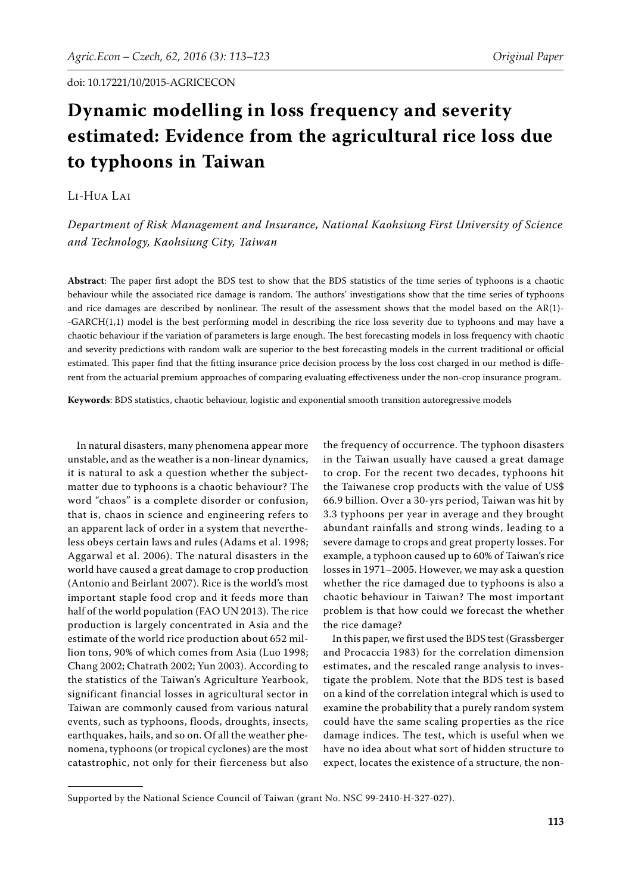doi: 10.17221/10/2015-AGRICECON

# Dynamic modelling in loss frequency and severity estimated: Evidence from the agricultural rice loss due to typhoons in Taiwan

Li-Hua Lai

*Department of Risk Management and Insurance, National Kaohsiung First University of Science and Technology, Kaohsiung City, Taiwan*

**Abstract**: The paper first adopt the BDS test to show that the BDS statistics of the time series of typhoons is a chaotic behaviour while the associated rice damage is random. The authors' investigations show that the time series of typhoons and rice damages are described by nonlinear. The result of the assessment shows that the model based on the AR(1)-GARCH(1,1) model is the best performing model in describing the rice loss severity due to typhoons and may have a chaotic behaviour if the variation of parameters is large enough. The best forecasting models in loss frequency with chaotic and severity predictions with random walk are superior to the best forecasting models in the current traditional or official estimated. This paper find that the fitting insurance price decision process by the loss cost charged in our method is different from the actuarial premium approaches of comparing evaluating effectiveness under the non-crop insurance program.

**Keywords**: BDS statistics, chaotic behaviour, logistic and exponential smooth transition autoregressive models

In natural disasters, many phenomena appear more unstable, and as the weather is a non-linear dynamics, it is natural to ask a question whether the subject-matter due to typhoons is a chaotic behaviour? The word "chaos" is a complete disorder or confusion, that is, chaos in science and engineering refers to an apparent lack of order in a system that nevertheless obeys certain laws and rules (Adams et al. 1998; Aggarwal et al. 2006). The natural disasters in the world have caused a great damage to crop production (Antonio and Beirlant 2007). Rice is the world's most important staple food crop and it feeds more than half of the world population (FAO UN 2013). The rice production is largely concentrated in Asia and the estimate of the world rice production about 652 million tons, 90% of which comes from Asia (Luo 1998; Chang 2002; Chatrath 2002; Yun 2003). According to the statistics of the Taiwan's Agriculture Yearbook, significant financial losses in agricultural sector in Taiwan are commonly caused from various natural events, such as typhoons, floods, droughts, insects, earthquakes, hails, and so on. Of all the weather phenomena, typhoons (or tropical cyclones) are the most catastrophic, not only for their fierceness but also the frequency of occurrence. The typhoon disasters in the Taiwan usually have caused a great damage to crop. For the recent two decades, typhoons hit the Taiwanese crop products with the value of US$ 66.9 billion. Over a 30-yrs period, Taiwan was hit by 3.3 typhoons per year in average and they brought abundant rainfalls and strong winds, leading to a severe damage to crops and great property losses. For example, a typhoon caused up to 60% of Taiwan's rice losses in 1971–2005. However, we may ask a question whether the rice damaged due to typhoons is also a chaotic behaviour in Taiwan? The most important problem is that how could we forecast the whether the rice damage?

In this paper, we first used the BDS test (Grassberger and Procaccia 1983) for the correlation dimension estimates, and the rescaled range analysis to investigate the problem. Note that the BDS test is based on a kind of the correlation integral which is used to examine the probability that a purely random system could have the same scaling properties as the rice damage indices. The test, which is useful when we have no idea about what sort of hidden structure to expect, locates the existence of a structure, the non-

Supported by the National Science Council of Taiwan (grant No. NSC 99-2410-H-327-027).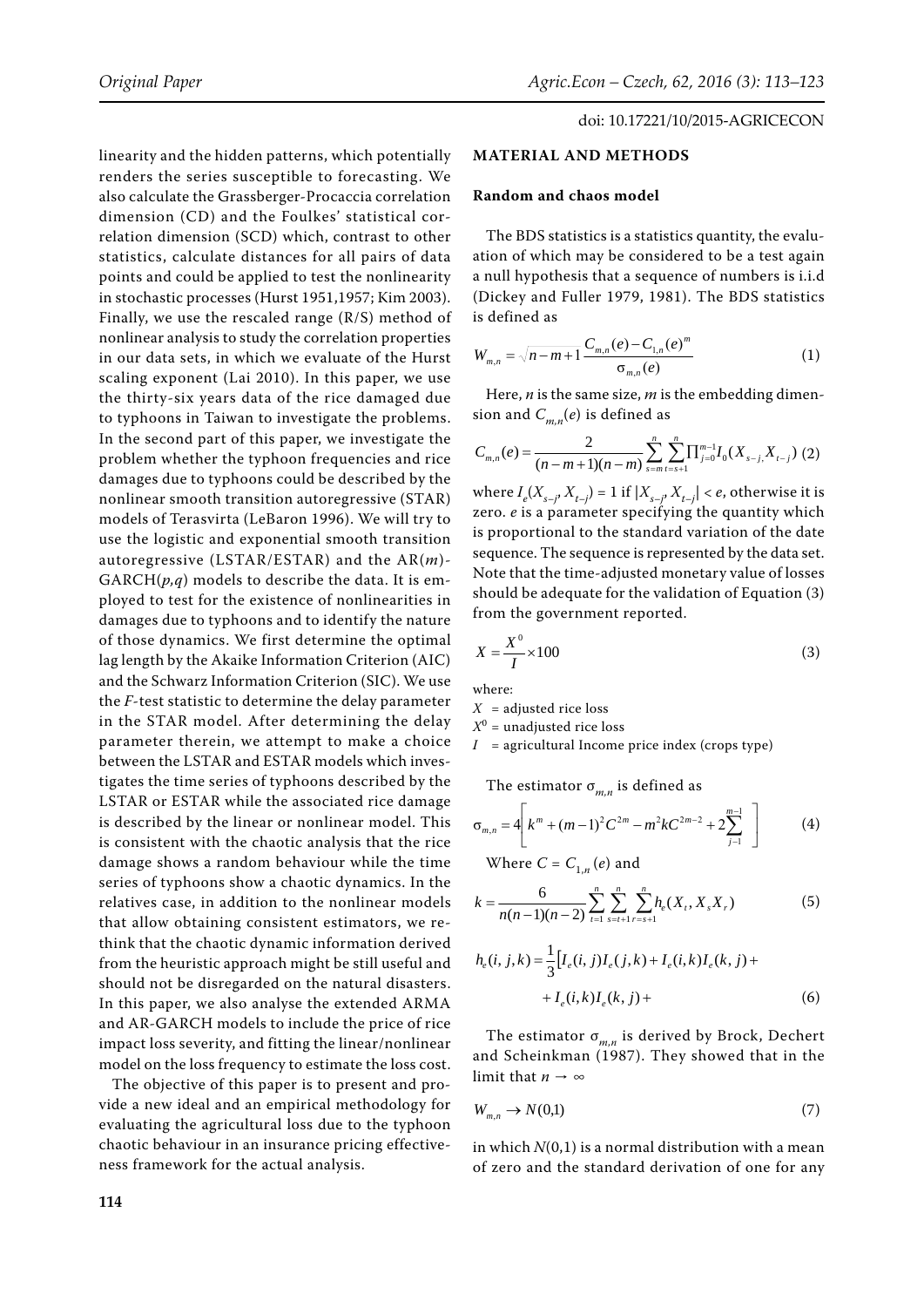linearity and the hidden patterns, which potentially renders the series susceptible to forecasting. We also calculate the Grassberger-Procaccia correlation dimension (CD) and the Foulkes' statistical correlation dimension (SCD) which, contrast to other statistics, calculate distances for all pairs of data points and could be applied to test the nonlinearity in stochastic processes (Hurst 1951,1957; Kim 2003). Finally, we use the rescaled range (R/S) method of nonlinear analysis to study the correlation properties in our data sets, in which we evaluate of the Hurst scaling exponent (Lai 2010). In this paper, we use the thirty-six years data of the rice damaged due to typhoons in Taiwan to investigate the problems. In the second part of this paper, we investigate the problem whether the typhoon frequencies and rice damages due to typhoons could be described by the nonlinear smooth transition autoregressive (STAR) models of Terasvirta (LeBaron 1996). We will try to use the logistic and exponential smooth transition autoregressive (LSTAR/ESTAR) and the AR($m$)-GARCH($p,q$) models to describe the data. It is employed to test for the existence of nonlinearities in damages due to typhoons and to identify the nature of those dynamics. We first determine the optimal lag length by the Akaike Information Criterion (AIC) and the Schwarz Information Criterion (SIC). We use the $F$-test statistic to determine the delay parameter in the STAR model. After determining the delay parameter therein, we attempt to make a choice between the LSTAR and ESTAR models which investigates the time series of typhoons described by the LSTAR or ESTAR while the associated rice damage is described by the linear or nonlinear model. This is consistent with the chaotic analysis that the rice damage shows a random behaviour while the time series of typhoons show a chaotic dynamics. In the relatives case, in addition to the nonlinear models that allow obtaining consistent estimators, we rethink that the chaotic dynamic information derived from the heuristic approach might be still useful and should not be disregarded on the natural disasters. In this paper, we also analyse the extended ARMA and AR-GARCH models to include the price of rice impact loss severity, and fitting the linear/nonlinear model on the loss frequency to estimate the loss cost.

The objective of this paper is to present and provide a new ideal and an empirical methodology for evaluating the agricultural loss due to the typhoon chaotic behaviour in an insurance pricing effectiveness framework for the actual analysis.

## MATERIAL AND METHODS

### Random and chaos model

The BDS statistics is a statistics quantity, the evaluation of which may be considered to be a test again a null hypothesis that a sequence of numbers is i.i.d (Dickey and Fuller 1979, 1981). The BDS statistics is defined as

$$W_{m,n} = \sqrt{n-m+1}\,\frac{C_{m,n}(e) - C_{1,n}(e)^m}{\sigma_{m,n}(e)} \tag{1}$$

Here, $n$ is the same size, $m$ is the embedding dimension and $C_{m,n}(e)$ is defined as

$$C_{m,n}(e) = \frac{2}{(n-m+1)(n-m)} \sum_{s=m}^{n} \sum_{t=s+1}^{n} \prod_{j=0}^{m-1} I_0(X_{s-j}, X_{t-j}) \tag{2}$$

where $I_e(X_{s-j}, X_{t-j}) = 1$ if $|X_{s-j}, X_{t-j}| < e$, otherwise it is zero. $e$ is a parameter specifying the quantity which is proportional to the standard variation of the date sequence. The sequence is represented by the data set. Note that the time-adjusted monetary value of losses should be adequate for the validation of Equation (3) from the government reported.

$$X = \frac{X^0}{I} \times 100 \tag{3}$$

where:

$X$ = adjusted rice loss

$X^0$ = unadjusted rice loss

$I$ = agricultural Income price index (crops type)

The estimator $\sigma_{m,n}$ is defined as

$$\sigma_{m,n} = 4\left[k^m + (m-1)^2 C^{2m} - m^2 k C^{2m-2} + 2\sum_{j-1}^{m-1}\right] \tag{4}$$

Where $C = C_{1,n}(e)$ and

$$k = \frac{6}{n(n-1)(n-2)} \sum_{t=1}^{n} \sum_{s=t+1}^{n} \sum_{r=s+1}^{n} h_e(X_t, X_s X_r) \tag{5}$$

$$h_e(i,j,k) = \frac{1}{3}\left[I_e(i,j) I_e(j,k) + I_e(i,k) I_e(k,j) + \right. \\ \left. + I_e(i,k) I_e(k,j) + \right. \tag{6}$$

The estimator $\sigma_{m,n}$ is derived by Brock, Dechert and Scheinkman (1987). They showed that in the limit that $n \to \infty$

$$W_{m,n} \to N(0,1) \tag{7}$$

in which $N(0,1)$ is a normal distribution with a mean of zero and the standard derivation of one for any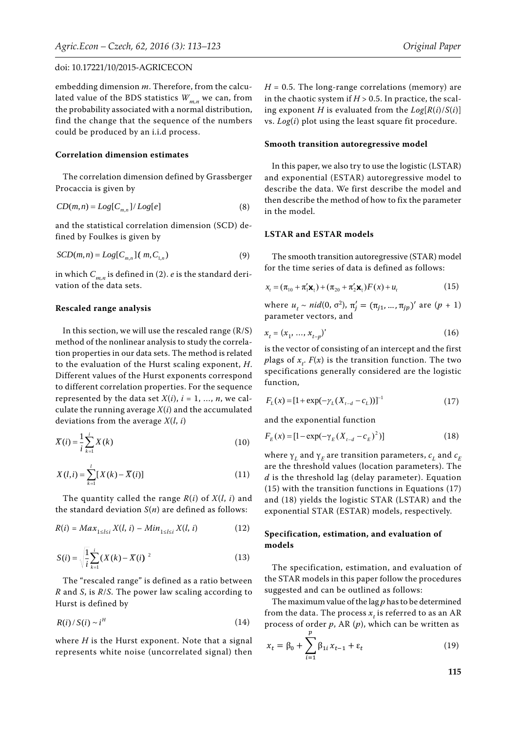embedding dimension $m$. Therefore, from the calculated value of the BDS statistics $W_{m,n}$ we can, from the probability associated with a normal distribution, find the change that the sequence of the numbers could be produced by an i.i.d process.

### Correlation dimension estimates

The correlation dimension defined by Grassberger Procaccia is given by

$$CD(m,n) = Log[C_{m,n}] / Log[e] \tag{8}$$

and the statistical correlation dimension (SCD) defined by Foulkes is given by

$$SCD(m,n) = Log[C_{m,n}]( m, C_{1,n}) \tag{9}$$

in which $C_{m,n}$ is defined in (2). $e$ is the standard derivation of the data sets.

### Rescaled range analysis

In this section, we will use the rescaled range (R/S) method of the nonlinear analysis to study the correlation properties in our data sets. The method is related to the evaluation of the Hurst scaling exponent, $H$. Different values of the Hurst exponents correspond to different correlation properties. For the sequence represented by the data set $X(i)$, $i = 1, \ldots, n$, we calculate the running average $X(i)$ and the accumulated deviations from the average $X(l, i)$

$$\overline{X}(i) = \frac{1}{i}\sum_{k=1}^{i} X(k) \tag{10}$$

$$X(l,i) = \sum_{k=1}^{l}[X(k) - \overline{X}(i)] \tag{11}$$

The quantity called the range $R(i)$ of $X(l, i)$ and the standard deviation $S(n)$ are defined as follows:

$$R(i) = Max_{1\leq l\leq i}\, X(l, i) - Min_{1\leq l\leq i}\, X(l, i) \tag{12}$$

$$S(i) = \sqrt{\frac{1}{i}\sum_{k=1}^{i}(X(k) - \overline{X}(i))^{2}} \tag{13}$$

The "rescaled range" is defined as a ratio between $R$ and $S$, is $R/S$. The power law scaling according to Hurst is defined by

$$R(i)/S(i) \sim i^{H} \tag{14}$$

where $H$ is the Hurst exponent. Note that a signal represents white noise (uncorrelated signal) then $H = 0.5$. The long-range correlations (memory) are in the chaotic system if $H > 0.5$. In practice, the scaling exponent $H$ is evaluated from the $Log[R(i)/S(i)]$ vs. $Log(i)$ plot using the least square fit procedure.

### Smooth transition autoregressive model

In this paper, we also try to use the logistic (LSTAR) and exponential (ESTAR) autoregressive model to describe the data. We first describe the model and then describe the method of how to fix the parameter in the model.

### LSTAR and ESTAR models

The smooth transition autoregressive (STAR) model for the time series of data is defined as follows:

$$x_t = (\pi_{10} + \pi_1'\mathbf{x}_t) + (\pi_{20} + \pi_2'\mathbf{x}_t)F(x) + u_t \tag{15}$$

where $u_t \sim nid(0, \sigma^2)$, $\pi_j' = (\pi_{j1}, \ldots, \pi_{jp})'$ are $(p + 1)$ parameter vectors, and

$$x_t = (x_1, \ldots, x_{t-p})' \tag{16}$$

is the vector of consisting of an intercept and the first $p$lags of $x_t$. $F(x)$ is the transition function. The two specifications generally considered are the logistic function,

$$F_L(x) = [1 + \exp(-\gamma_L(X_{t-d} - c_L))]^{-1} \tag{17}$$

and the exponential function

$$F_E(x) = [1 - \exp(-\gamma_E(X_{t-d} - c_E)^2)] \tag{18}$$

where $\gamma_L$ and $\gamma_E$ are transition parameters, $c_L$ and $c_E$ are the threshold values (location parameters). The $d$ is the threshold lag (delay parameter). Equation (15) with the transition functions in Equations (17) and (18) yields the logistic STAR (LSTAR) and the exponential STAR (ESTAR) models, respectively.

### Specification, estimation, and evaluation of models

The specification, estimation, and evaluation of the STAR models in this paper follow the procedures suggested and can be outlined as follows:

The maximum value of the lag $p$ has to be determined from the data. The process $x_t$ is referred to as an AR process of order $p$, AR ($p$), which can be written as

$$x_t = \beta_0 + \sum_{i=1}^{p}\beta_{1i}x_{t-1} + \varepsilon_t \tag{19}$$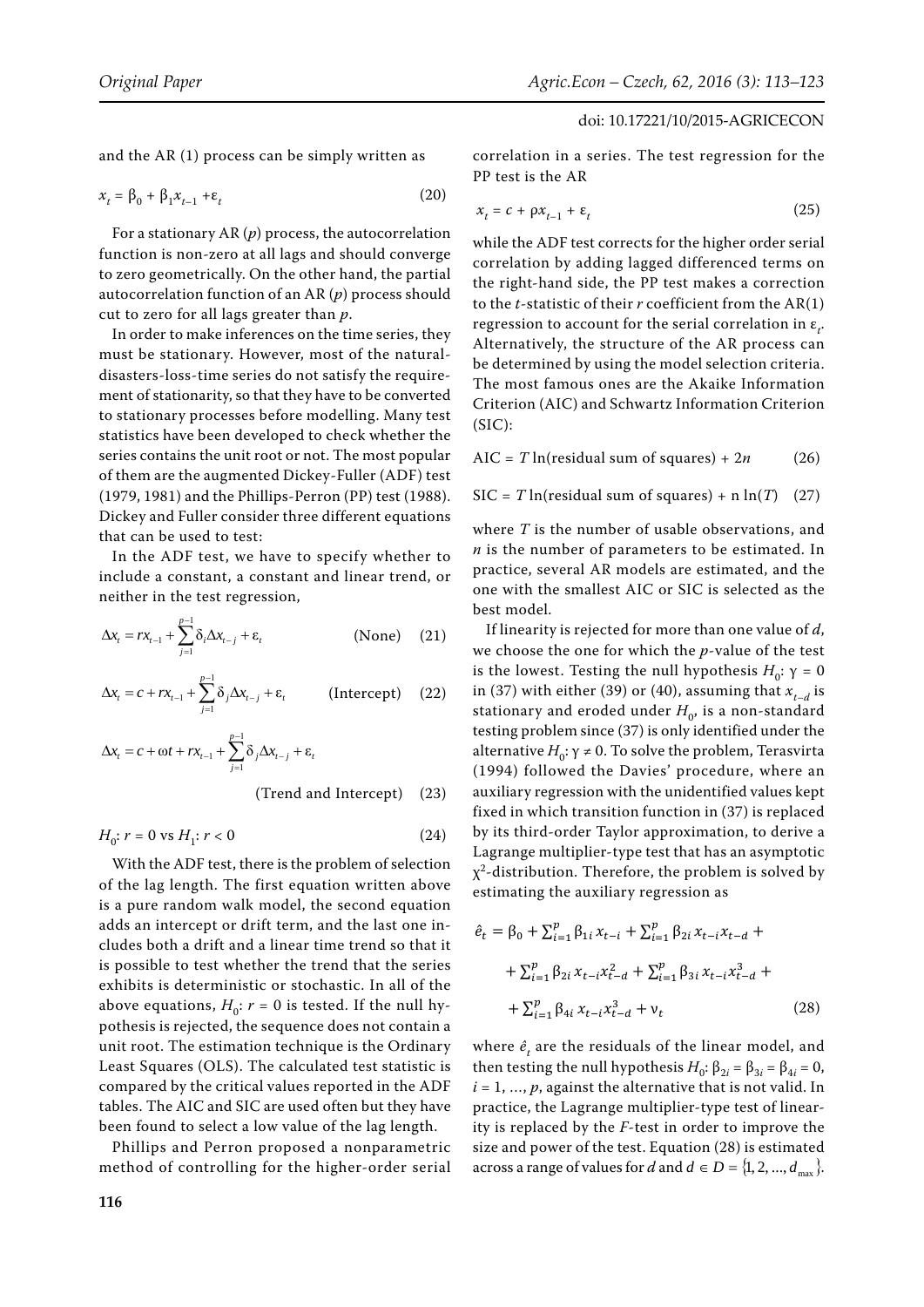and the AR (1) process can be simply written as

$$x_t = \beta_0 + \beta_1 x_{t-1} + \varepsilon_t \tag{20}$$

For a stationary AR ($p$) process, the autocorrelation function is non-zero at all lags and should converge to zero geometrically. On the other hand, the partial autocorrelation function of an AR ($p$) process should cut to zero for all lags greater than $p$.

In order to make inferences on the time series, they must be stationary. However, most of the natural-disasters-loss-time series do not satisfy the requirement of stationarity, so that they have to be converted to stationary processes before modelling. Many test statistics have been developed to check whether the series contains the unit root or not. The most popular of them are the augmented Dickey-Fuller (ADF) test (1979, 1981) and the Phillips-Perron (PP) test (1988). Dickey and Fuller consider three different equations that can be used to test:

In the ADF test, we have to specify whether to include a constant, a constant and linear trend, or neither in the test regression,

$$\Delta x_t = r x_{t-1} + \sum_{j=1}^{p-1} \delta_i \Delta x_{t-j} + \varepsilon_t \qquad \text{(None)} \tag{21}$$

$$\Delta x_t = c + r x_{t-1} + \sum_{j=1}^{p-1} \delta_j \Delta x_{t-j} + \varepsilon_t \qquad \text{(Intercept)} \tag{22}$$

$$\Delta x_t = c + \omega t + r x_{t-1} + \sum_{j=1}^{p-1} \delta_j \Delta x_{t-j} + \varepsilon_t \qquad \text{(Trend and Intercept)} \tag{23}$$

$$H_0\text{: } r = 0 \text{ vs } H_1\text{: } r < 0 \tag{24}$$

With the ADF test, there is the problem of selection of the lag length. The first equation written above is a pure random walk model, the second equation adds an intercept or drift term, and the last one includes both a drift and a linear time trend so that it is possible to test whether the trend that the series exhibits is deterministic or stochastic. In all of the above equations, $H_0$: $r = 0$ is tested. If the null hypothesis is rejected, the sequence does not contain a unit root. The estimation technique is the Ordinary Least Squares (OLS). The calculated test statistic is compared by the critical values reported in the ADF tables. The AIC and SIC are used often but they have been found to select a low value of the lag length.

Phillips and Perron proposed a nonparametric method of controlling for the higher-order serial correlation in a series. The test regression for the PP test is the AR

$$x_t = c + \rho x_{t-1} + \varepsilon_t \tag{25}$$

while the ADF test corrects for the higher order serial correlation by adding lagged differenced terms on the right-hand side, the PP test makes a correction to the $t$-statistic of their $r$ coefficient from the AR(1) regression to account for the serial correlation in $\varepsilon_t$. Alternatively, the structure of the AR process can be determined by using the model selection criteria. The most famous ones are the Akaike Information Criterion (AIC) and Schwartz Information Criterion (SIC):

$$\text{AIC} = T \ln(\text{residual sum of squares}) + 2n \tag{26}$$

$$\text{SIC} = T \ln(\text{residual sum of squares}) + n \ln(T) \tag{27}$$

where $T$ is the number of usable observations, and $n$ is the number of parameters to be estimated. In practice, several AR models are estimated, and the one with the smallest AIC or SIC is selected as the best model.

If linearity is rejected for more than one value of $d$, we choose the one for which the $p$-value of the test is the lowest. Testing the null hypothesis $H_0$: $\gamma = 0$ in (37) with either (39) or (40), assuming that $x_{t-d}$ is stationary and eroded under $H_0$, is a non-standard testing problem since (37) is only identified under the alternative $H_0$: $\gamma \neq 0$. To solve the problem, Terasvirta (1994) followed the Davies' procedure, where an auxiliary regression with the unidentified values kept fixed in which transition function in (37) is replaced by its third-order Taylor approximation, to derive a Lagrange multiplier-type test that has an asymptotic $\chi^2$-distribution. Therefore, the problem is solved by estimating the auxiliary regression as

$$\begin{aligned}\hat{e}_t = \beta_0 &+ \textstyle\sum_{i=1}^{p} \beta_{1i} x_{t-i} + \sum_{i=1}^{p} \beta_{2i} x_{t-i} x_{t-d} + \\ &+ \textstyle\sum_{i=1}^{p} \beta_{2i} x_{t-i} x_{t-d}^2 + \sum_{i=1}^{p} \beta_{3i} x_{t-i} x_{t-d}^3 + \\ &+ \textstyle\sum_{i=1}^{p} \beta_{4i} x_{t-i} x_{t-d}^3 + \nu_t\end{aligned} \tag{28}$$

where $\hat{e}_t$ are the residuals of the linear model, and then testing the null hypothesis $H_0$: $\beta_{2i} = \beta_{3i} = \beta_{4i} = 0$, $i = 1, \ldots, p$, against the alternative that is not valid. In practice, the Lagrange multiplier-type test of linearity is replaced by the $F$-test in order to improve the size and power of the test. Equation (28) is estimated across a range of values for $d$ and $d \in D = \{1, 2, \ldots, d_{\max}\}$.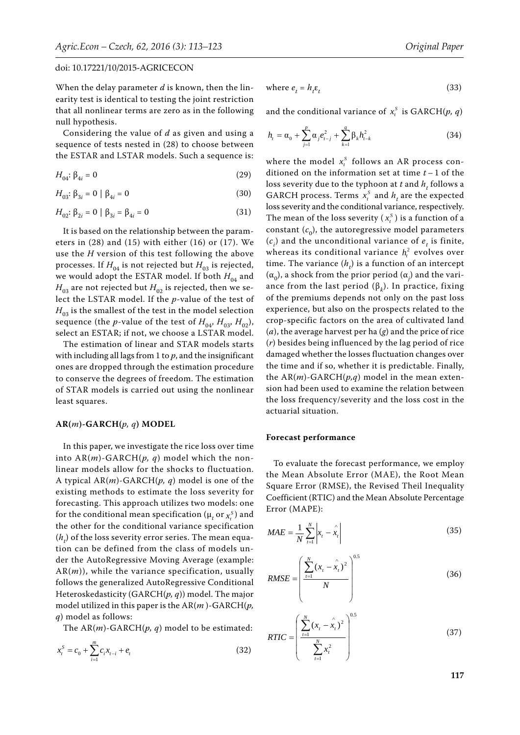When the delay parameter $d$ is known, then the linearity test is identical to testing the joint restriction that all nonlinear terms are zero as in the following null hypothesis.

Considering the value of $d$ as given and using a sequence of tests nested in (28) to choose between the ESTAR and LSTAR models. Such a sequence is:

$$H_{04}: \beta_{4i} = 0 \tag{29}$$

$$H_{03}: \beta_{3i} = 0 \mid \beta_{4i} = 0 \tag{30}$$

$$H_{02}: \beta_{2i} = 0 \mid \beta_{3i} = \beta_{4i} = 0 \tag{31}$$

It is based on the relationship between the parameters in (28) and (15) with either (16) or (17). We use the $H$ version of this test following the above processes. If $H_{04}$ is not rejected but $H_{03}$ is rejected, we would adopt the ESTAR model. If both $H_{04}$ and $H_{03}$ are not rejected but $H_{02}$ is rejected, then we select the LSTAR model. If the $p$-value of the test of $H_{03}$ is the smallest of the test in the model selection sequence (the $p$-value of the test of $H_{04}$, $H_{03}$, $H_{02}$), select an ESTAR; if not, we choose a LSTAR model.

The estimation of linear and STAR models starts with including all lags from 1 to $p$, and the insignificant ones are dropped through the estimation procedure to conserve the degrees of freedom. The estimation of STAR models is carried out using the nonlinear least squares.

### AR($m$)-GARCH($p$, $q$) MODEL

In this paper, we investigate the rice loss over time into AR($m$)-GARCH($p$, $q$) model which the nonlinear models allow for the shocks to fluctuation. A typical AR($m$)-GARCH($p$, $q$) model is one of the existing methods to estimate the loss severity for forecasting. This approach utilizes two models: one for the conditional mean specification ($\mu_t$ or $x_t^S$) and the other for the conditional variance specification ($h_t$) of the loss severity error series. The mean equation can be defined from the class of models under the AutoRegressive Moving Average (example: AR($m$)), while the variance specification, usually follows the generalized AutoRegressive Conditional Heteroskedasticity (GARCH($p$, $q$)) model. The major model utilized in this paper is the AR($m$)-GARCH($p$, $q$) model as follows:

The AR($m$)-GARCH($p$, $q$) model to be estimated:

$$x_t^S = c_0 + \sum_{i=1}^{m} c_i x_{t-i} + e_t \tag{32}$$

where $e_t = h_t \varepsilon_t$ (33)

and the conditional variance of $x_t^S$ is GARCH($p$, $q$)

$$h_t = \alpha_0 + \sum_{j=1}^{p} \alpha_j e_{t-j}^2 + \sum_{k=1}^{q} \beta_k h_{t-k}^2 \tag{34}$$

where the model $x_t^S$ follows an AR process conditioned on the information set at time $t-1$ of the loss severity due to the typhoon at $t$ and $h_t$ follows a GARCH process. Terms $x_t^S$ and $h_t$ are the expected loss severity and the conditional variance, respectively. The mean of the loss severity ($x_t^S$) is a function of a constant ($c_0$), the autoregressive model parameters ($c_i$) and the unconditional variance of $e_t$ is finite, whereas its conditional variance $h_t^2$ evolves over time. The variance ($h_t$) is a function of an intercept ($\alpha_0$), a shock from the prior period ($\alpha_j$) and the variance from the last period ($\beta_k$). In practice, fixing of the premiums depends not only on the past loss experience, but also on the prospects related to the crop-specific factors on the area of cultivated land ($a$), the average harvest per ha ($g$) and the price of rice ($r$) besides being influenced by the lag period of rice damaged whether the losses fluctuation changes over the time and if so, whether it is predictable. Finally, the AR($m$)-GARCH($p$,$q$) model in the mean extension had been used to examine the relation between the loss frequency/severity and the loss cost in the actuarial situation.

#### Forecast performance

To evaluate the forecast performance, we employ the Mean Absolute Error (MAE), the Root Mean Square Error (RMSE), the Revised Theil Inequality Coefficient (RTIC) and the Mean Absolute Percentage Error (MAPE):

$$MAE = \frac{1}{N} \sum_{t=1}^{N} \left| x_t - \hat{x}_t \right| \tag{35}$$

$$RMSE = \left( \frac{\sum_{t=1}^{N} (x_t - \hat{x}_t)^2}{N} \right)^{0.5} \tag{36}$$

$$RTIC = \left( \frac{\sum_{t=1}^{N} (x_t - \hat{x}_t)^2}{\sum_{t=1}^{N} x_t^2} \right)^{0.5} \tag{37}$$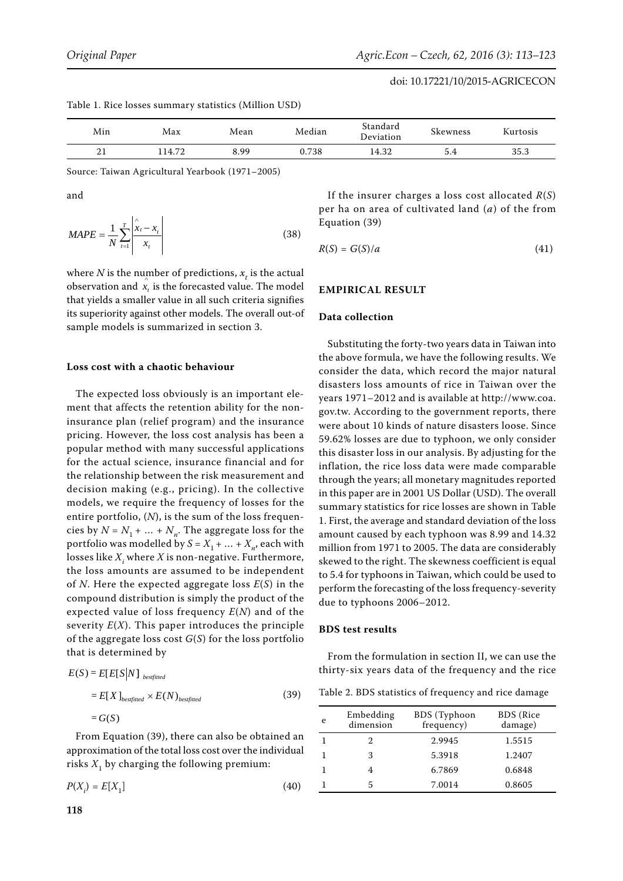Table 1. Rice losses summary statistics (Million USD)

| Min | Max | Mean | Median | Standard Deviation | Skewness | Kurtosis |
|---|---|---|---|---|---|---|
| 21 | 114.72 | 8.99 | 0.738 | 14.32 | 5.4 | 35.3 |

Source: Taiwan Agricultural Yearbook (1971–2005)

and

$$MAPE = \frac{1}{N}\sum_{t=1}^{T}\left|\frac{\hat{x}_t - x_t}{x_t}\right| \tag{38}$$

where $N$ is the number of predictions, $x_t$ is the actual observation and $\hat{x}_t$ is the forecasted value. The model that yields a smaller value in all such criteria signifies its superiority against other models. The overall out-of sample models is summarized in section 3.

### Loss cost with a chaotic behaviour

The expected loss obviously is an important element that affects the retention ability for the non-insurance plan (relief program) and the insurance pricing. However, the loss cost analysis has been a popular method with many successful applications for the actual science, insurance financial and for the relationship between the risk measurement and decision making (e.g., pricing). In the collective models, we require the frequency of losses for the entire portfolio, ($N$), is the sum of the loss frequencies by $N = N_1 + \ldots + N_n$. The aggregate loss for the portfolio was modelled by $S = X_1 + \ldots + X_n$, each with losses like $X_i$ where $X$ is non-negative. Furthermore, the loss amounts are assumed to be independent of $N$. Here the expected aggregate loss $E(S)$ in the compound distribution is simply the product of the expected value of loss frequency $E(N)$ and of the severity $E(X)$. This paper introduces the principle of the aggregate loss cost $G(S)$ for the loss portfolio that is determined by

$$\begin{aligned} E(S) &= E[E[S|N]\,_{bestfitted} \\ &= E[X]_{bestfitted} \times E(N)_{bestfitted} \\ &= G(S) \end{aligned} \tag{39}$$

From Equation (39), there can also be obtained an approximation of the total loss cost over the individual risks $X_1$ by charging the following premium:

$$P(X_i) = E[X_1] \tag{40}$$

If the insurer charges a loss cost allocated $R(S)$ per ha on area of cultivated land ($a$) of the from Equation (39)

$$R(S) = G(S)/a \tag{41}$$

## EMPIRICAL RESULT

### Data collection

Substituting the forty-two years data in Taiwan into the above formula, we have the following results. We consider the data, which record the major natural disasters loss amounts of rice in Taiwan over the years 1971–2012 and is available at http://www.coa.gov.tw. According to the government reports, there were about 10 kinds of nature disasters loose. Since 59.62% losses are due to typhoon, we only consider this disaster loss in our analysis. By adjusting for the inflation, the rice loss data were made comparable through the years; all monetary magnitudes reported in this paper are in 2001 US Dollar (USD). The overall summary statistics for rice losses are shown in Table 1. First, the average and standard deviation of the loss amount caused by each typhoon was 8.99 and 14.32 million from 1971 to 2005. The data are considerably skewed to the right. The skewness coefficient is equal to 5.4 for typhoons in Taiwan, which could be used to perform the forecasting of the loss frequency-severity due to typhoons 2006–2012.

### BDS test results

From the formulation in section II, we can use the thirty-six years data of the frequency and the rice

Table 2. BDS statistics of frequency and rice damage

| e | Embedding dimension | BDS (Typhoon frequency) | BDS (Rice damage) |
|---|---|---|---|
| 1 | 2 | 2.9945 | 1.5515 |
| 1 | 3 | 5.3918 | 1.2407 |
| 1 | 4 | 6.7869 | 0.6848 |
| 1 | 5 | 7.0014 | 0.8605 |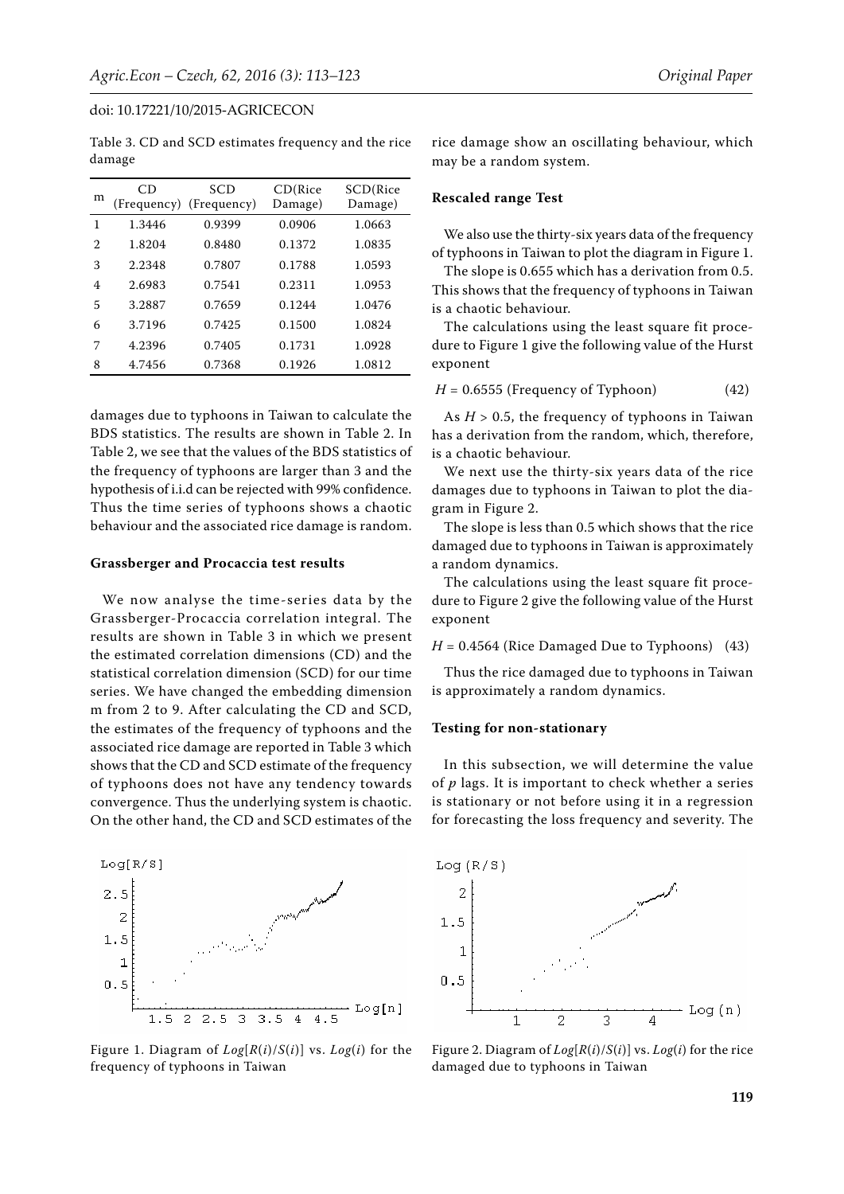Table 3. CD and SCD estimates frequency and the rice damage

| m | CD (Frequency) | SCD (Frequency) | CD(Rice Damage) | SCD(Rice Damage) |
|---|---|---|---|---|
| 1 | 1.3446 | 0.9399 | 0.0906 | 1.0663 |
| 2 | 1.8204 | 0.8480 | 0.1372 | 1.0835 |
| 3 | 2.2348 | 0.7807 | 0.1788 | 1.0593 |
| 4 | 2.6983 | 0.7541 | 0.2311 | 1.0953 |
| 5 | 3.2887 | 0.7659 | 0.1244 | 1.0476 |
| 6 | 3.7196 | 0.7425 | 0.1500 | 1.0824 |
| 7 | 4.2396 | 0.7405 | 0.1731 | 1.0928 |
| 8 | 4.7456 | 0.7368 | 0.1926 | 1.0812 |

damages due to typhoons in Taiwan to calculate the BDS statistics. The results are shown in Table 2. In Table 2, we see that the values of the BDS statistics of the frequency of typhoons are larger than 3 and the hypothesis of i.i.d can be rejected with 99% confidence. Thus the time series of typhoons shows a chaotic behaviour and the associated rice damage is random.

### Grassberger and Procaccia test results

We now analyse the time-series data by the Grassberger-Procaccia correlation integral. The results are shown in Table 3 in which we present the estimated correlation dimensions (CD) and the statistical correlation dimension (SCD) for our time series. We have changed the embedding dimension m from 2 to 9. After calculating the CD and SCD, the estimates of the frequency of typhoons and the associated rice damage are reported in Table 3 which shows that the CD and SCD estimate of the frequency of typhoons does not have any tendency towards convergence. Thus the underlying system is chaotic. On the other hand, the CD and SCD estimates of the rice damage show an oscillating behaviour, which may be a random system.

### Rescaled range Test

We also use the thirty-six years data of the frequency of typhoons in Taiwan to plot the diagram in Figure 1.

The slope is 0.655 which has a derivation from 0.5. This shows that the frequency of typhoons in Taiwan is a chaotic behaviour.

The calculations using the least square fit procedure to Figure 1 give the following value of the Hurst exponent

$$H = 0.6555 \text{ (Frequency of Typhoon)} \tag{42}$$

As $H > 0.5$, the frequency of typhoons in Taiwan has a derivation from the random, which, therefore, is a chaotic behaviour.

We next use the thirty-six years data of the rice damages due to typhoons in Taiwan to plot the diagram in Figure 2.

The slope is less than 0.5 which shows that the rice damaged due to typhoons in Taiwan is approximately a random dynamics.

The calculations using the least square fit procedure to Figure 2 give the following value of the Hurst exponent

$$H = 0.4564 \text{ (Rice Damaged Due to Typhoons)} \tag{43}$$

Thus the rice damaged due to typhoons in Taiwan is approximately a random dynamics.

### Testing for non-stationary

In this subsection, we will determine the value of $p$ lags. It is important to check whether a series is stationary or not before using it in a regression for forecasting the loss frequency and severity. The

Figure 1. Diagram of $Log[R(i)/S(i)]$ vs. $Log(i)$ for the frequency of typhoons in Taiwan

Figure 2. Diagram of $Log[R(i)/S(i)]$ vs. $Log(i)$ for the rice damaged due to typhoons in Taiwan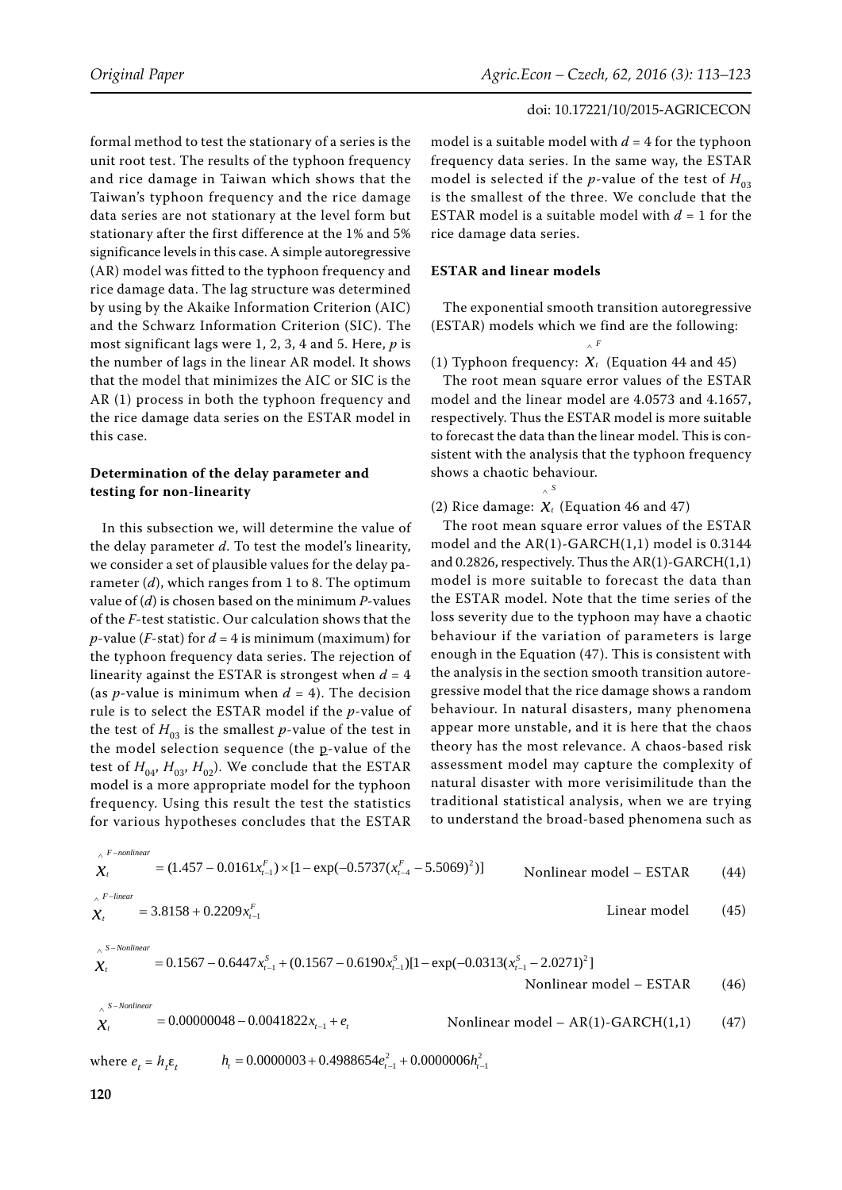formal method to test the stationary of a series is the unit root test. The results of the typhoon frequency and rice damage in Taiwan which shows that the Taiwan's typhoon frequency and the rice damage data series are not stationary at the level form but stationary after the first difference at the 1% and 5% significance levels in this case. A simple autoregressive (AR) model was fitted to the typhoon frequency and rice damage data. The lag structure was determined by using by the Akaike Information Criterion (AIC) and the Schwarz Information Criterion (SIC). The most significant lags were 1, 2, 3, 4 and 5. Here, $p$ is the number of lags in the linear AR model. It shows that the model that minimizes the AIC or SIC is the AR (1) process in both the typhoon frequency and the rice damage data series on the ESTAR model in this case.

### Determination of the delay parameter and testing for non-linearity

In this subsection we, will determine the value of the delay parameter $d$. To test the model's linearity, we consider a set of plausible values for the delay parameter ($d$), which ranges from 1 to 8. The optimum value of ($d$) is chosen based on the minimum $P$-values of the $F$-test statistic. Our calculation shows that the $p$-value ($F$-stat) for $d = 4$ is minimum (maximum) for the typhoon frequency data series. The rejection of linearity against the ESTAR is strongest when $d = 4$ (as $p$-value is minimum when $d = 4$). The decision rule is to select the ESTAR model if the $p$-value of the test of $H_{03}$ is the smallest $p$-value of the test in the model selection sequence (the p-value of the test of $H_{04}$, $H_{03}$, $H_{02}$). We conclude that the ESTAR model is a more appropriate model for the typhoon frequency. Using this result the test the statistics for various hypotheses concludes that the ESTAR model is a suitable model with $d = 4$ for the typhoon frequency data series. In the same way, the ESTAR model is selected if the $p$-value of the test of $H_{03}$ is the smallest of the three. We conclude that the ESTAR model is a suitable model with $d = 1$ for the rice damage data series.

### ESTAR and linear models

The exponential smooth transition autoregressive (ESTAR) models which we find are the following:

(1) Typhoon frequency: $\hat{X}_t^F$ (Equation 44 and 45)

The root mean square error values of the ESTAR model and the linear model are 4.0573 and 4.1657, respectively. Thus the ESTAR model is more suitable to forecast the data than the linear model. This is consistent with the analysis that the typhoon frequency shows a chaotic behaviour.

(2) Rice damage: $\hat{X}_t^S$ (Equation 46 and 47)

The root mean square error values of the ESTAR model and the AR(1)-GARCH(1,1) model is 0.3144 and 0.2826, respectively. Thus the AR(1)-GARCH(1,1) model is more suitable to forecast the data than the ESTAR model. Note that the time series of the loss severity due to the typhoon may have a chaotic behaviour if the variation of parameters is large enough in the Equation (47). This is consistent with the analysis in the section smooth transition autoregressive model that the rice damage shows a random behaviour. In natural disasters, many phenomena appear more unstable, and it is here that the chaos theory has the most relevance. A chaos-based risk assessment model may capture the complexity of natural disaster with more verisimilitude than the traditional statistical analysis, when we are trying to understand the broad-based phenomena such as

$$\hat{X}_t^{F-nonlinear} = (1.457 - 0.0161x_{t-1}^F) \times [1 - \exp(-0.5737(x_{t-4}^F - 5.5069)^2)] \quad \text{Nonlinear model – ESTAR} \quad (44)$$

$$\hat{X}_t^{F-linear} = 3.8158 + 0.2209x_{t-1}^F \quad \text{Linear model} \quad (45)$$

$$\hat{X}_t^{S-Nonlinear} = 0.1567 - 0.6447x_{t-1}^S + (0.1567 - 0.6190x_{t-1}^S)[1 - \exp(-0.0313(x_{t-1}^S - 2.0271)^2] \quad \text{Nonlinear model – ESTAR} \quad (46)$$

$$\hat{X}_t^{S-Nonlinear} = 0.00000048 - 0.0041822x_{t-1} + e_t \quad \text{Nonlinear model – AR(1)-GARCH(1,1)} \quad (47)$$

where $e_t = h_t\varepsilon_t$ $\quad h_t = 0.0000003 + 0.4988654e_{t-1}^2 + 0.0000006h_{t-1}^2$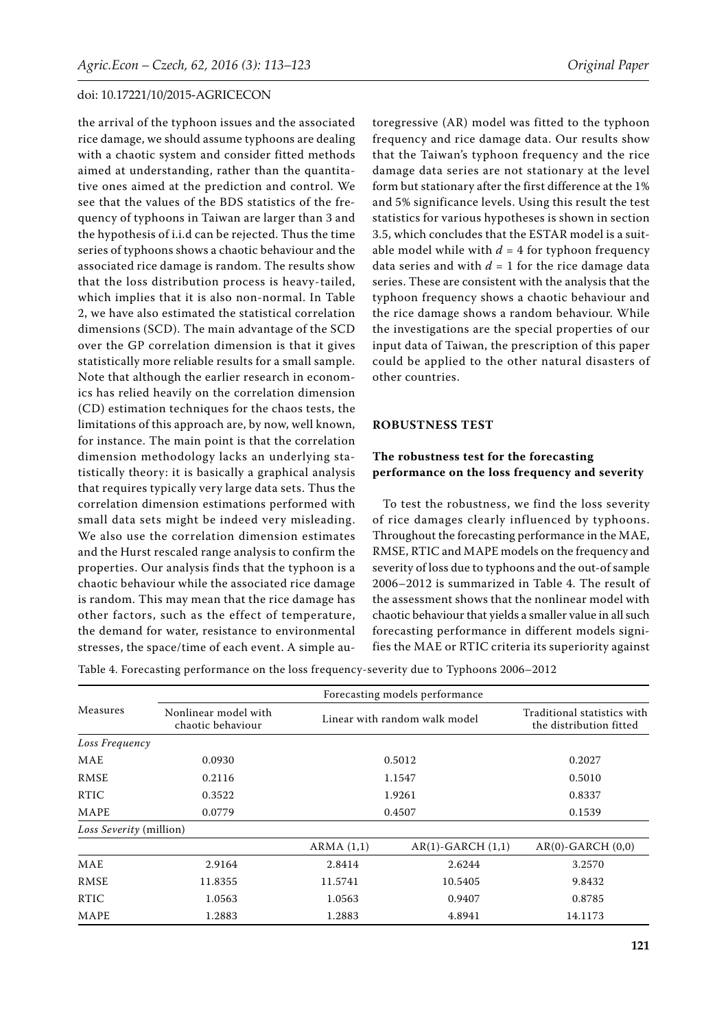the arrival of the typhoon issues and the associated rice damage, we should assume typhoons are dealing with a chaotic system and consider fitted methods aimed at understanding, rather than the quantitative ones aimed at the prediction and control. We see that the values of the BDS statistics of the frequency of typhoons in Taiwan are larger than 3 and the hypothesis of i.i.d can be rejected. Thus the time series of typhoons shows a chaotic behaviour and the associated rice damage is random. The results show that the loss distribution process is heavy-tailed, which implies that it is also non-normal. In Table 2, we have also estimated the statistical correlation dimensions (SCD). The main advantage of the SCD over the GP correlation dimension is that it gives statistically more reliable results for a small sample. Note that although the earlier research in economics has relied heavily on the correlation dimension (CD) estimation techniques for the chaos tests, the limitations of this approach are, by now, well known, for instance. The main point is that the correlation dimension methodology lacks an underlying statistically theory: it is basically a graphical analysis that requires typically very large data sets. Thus the correlation dimension estimations performed with small data sets might be indeed very misleading. We also use the correlation dimension estimates and the Hurst rescaled range analysis to confirm the properties. Our analysis finds that the typhoon is a chaotic behaviour while the associated rice damage is random. This may mean that the rice damage has other factors, such as the effect of temperature, the demand for water, resistance to environmental stresses, the space/time of each event. A simple autoregressive (AR) model was fitted to the typhoon frequency and rice damage data. Our results show that the Taiwan's typhoon frequency and the rice damage data series are not stationary at the level form but stationary after the first difference at the 1% and 5% significance levels. Using this result the test statistics for various hypotheses is shown in section 3.5, which concludes that the ESTAR model is a suitable model while with $d = 4$ for typhoon frequency data series and with $d = 1$ for the rice damage data series. These are consistent with the analysis that the typhoon frequency shows a chaotic behaviour and the rice damage shows a random behaviour. While the investigations are the special properties of our input data of Taiwan, the prescription of this paper could be applied to the other natural disasters of other countries.

## ROBUSTNESS TEST

### The robustness test for the forecasting performance on the loss frequency and severity

To test the robustness, we find the loss severity of rice damages clearly influenced by typhoons. Throughout the forecasting performance in the MAE, RMSE, RTIC and MAPE models on the frequency and severity of loss due to typhoons and the out-of sample 2006–2012 is summarized in Table 4. The result of the assessment shows that the nonlinear model with chaotic behaviour that yields a smaller value in all such forecasting performance in different models signifies the MAE or RTIC criteria its superiority against

Table 4. Forecasting performance on the loss frequency-severity due to Typhoons 2006–2012

| Measures | Forecasting models performance | | | |
|---|---|---|---|---|
| | Nonlinear model with chaotic behaviour | Linear with random walk model | | Traditional statistics with the distribution fitted |
| *Loss Frequency* | | | | |
| MAE | 0.0930 | 0.5012 | | 0.2027 |
| RMSE | 0.2116 | 1.1547 | | 0.5010 |
| RTIC | 0.3522 | 1.9261 | | 0.8337 |
| MAPE | 0.0779 | 0.4507 | | 0.1539 |
| *Loss Severity* (million) | | | | |
| | | ARMA (1,1) | AR(1)-GARCH (1,1) | AR(0)-GARCH (0,0) |
| MAE | 2.9164 | 2.8414 | 2.6244 | 3.2570 |
| RMSE | 11.8355 | 11.5741 | 10.5405 | 9.8432 |
| RTIC | 1.0563 | 1.0563 | 0.9407 | 0.8785 |
| MAPE | 1.2883 | 1.2883 | 4.8941 | 14.1173 |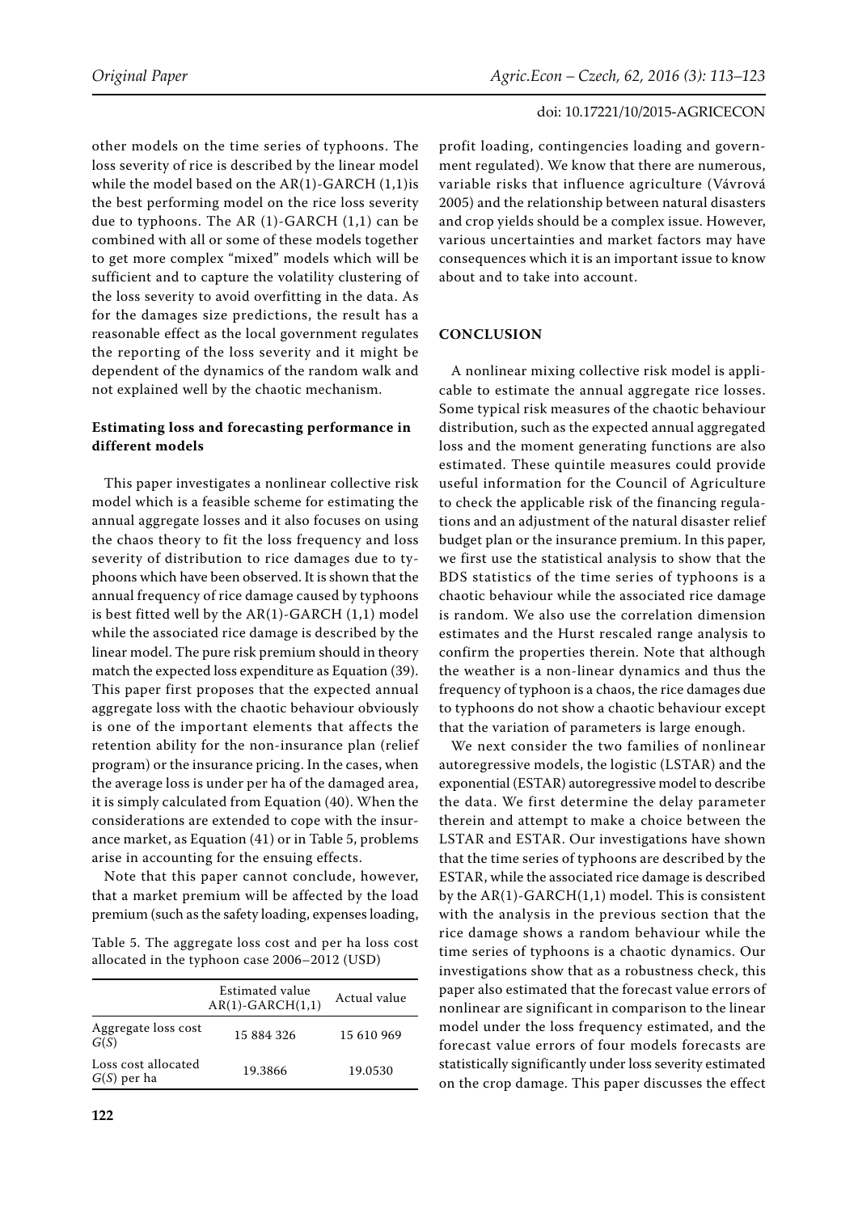other models on the time series of typhoons. The loss severity of rice is described by the linear model while the model based on the AR(1)-GARCH (1,1)is the best performing model on the rice loss severity due to typhoons. The AR (1)-GARCH (1,1) can be combined with all or some of these models together to get more complex "mixed" models which will be sufficient and to capture the volatility clustering of the loss severity to avoid overfitting in the data. As for the damages size predictions, the result has a reasonable effect as the local government regulates the reporting of the loss severity and it might be dependent of the dynamics of the random walk and not explained well by the chaotic mechanism.

### Estimating loss and forecasting performance in different models

This paper investigates a nonlinear collective risk model which is a feasible scheme for estimating the annual aggregate losses and it also focuses on using the chaos theory to fit the loss frequency and loss severity of distribution to rice damages due to typhoons which have been observed. It is shown that the annual frequency of rice damage caused by typhoons is best fitted well by the AR(1)-GARCH (1,1) model while the associated rice damage is described by the linear model. The pure risk premium should in theory match the expected loss expenditure as Equation (39). This paper first proposes that the expected annual aggregate loss with the chaotic behaviour obviously is one of the important elements that affects the retention ability for the non-insurance plan (relief program) or the insurance pricing. In the cases, when the average loss is under per ha of the damaged area, it is simply calculated from Equation (40). When the considerations are extended to cope with the insurance market, as Equation (41) or in Table 5, problems arise in accounting for the ensuing effects.

Note that this paper cannot conclude, however, that a market premium will be affected by the load premium (such as the safety loading, expenses loading, profit loading, contingencies loading and government regulated). We know that there are numerous, variable risks that influence agriculture (Vávrová 2005) and the relationship between natural disasters and crop yields should be a complex issue. However, various uncertainties and market factors may have consequences which it is an important issue to know about and to take into account.

Table 5. The aggregate loss cost and per ha loss cost allocated in the typhoon case 2006–2012 (USD)

| | Estimated value AR(1)-GARCH(1,1) | Actual value |
|---|---|---|
| Aggregate loss cost $G(S)$ | 15 884 326 | 15 610 969 |
| Loss cost allocated $G(S)$ per ha | 19.3866 | 19.0530 |

## CONCLUSION

A nonlinear mixing collective risk model is applicable to estimate the annual aggregate rice losses. Some typical risk measures of the chaotic behaviour distribution, such as the expected annual aggregated loss and the moment generating functions are also estimated. These quintile measures could provide useful information for the Council of Agriculture to check the applicable risk of the financing regulations and an adjustment of the natural disaster relief budget plan or the insurance premium. In this paper, we first use the statistical analysis to show that the BDS statistics of the time series of typhoons is a chaotic behaviour while the associated rice damage is random. We also use the correlation dimension estimates and the Hurst rescaled range analysis to confirm the properties therein. Note that although the weather is a non-linear dynamics and thus the frequency of typhoon is a chaos, the rice damages due to typhoons do not show a chaotic behaviour except that the variation of parameters is large enough.

We next consider the two families of nonlinear autoregressive models, the logistic (LSTAR) and the exponential (ESTAR) autoregressive model to describe the data. We first determine the delay parameter therein and attempt to make a choice between the LSTAR and ESTAR. Our investigations have shown that the time series of typhoons are described by the ESTAR, while the associated rice damage is described by the AR(1)-GARCH(1,1) model. This is consistent with the analysis in the previous section that the rice damage shows a random behaviour while the time series of typhoons is a chaotic dynamics. Our investigations show that as a robustness check, this paper also estimated that the forecast value errors of nonlinear are significant in comparison to the linear model under the loss frequency estimated, and the forecast value errors of four models forecasts are statistically significantly under loss severity estimated on the crop damage. This paper discusses the effect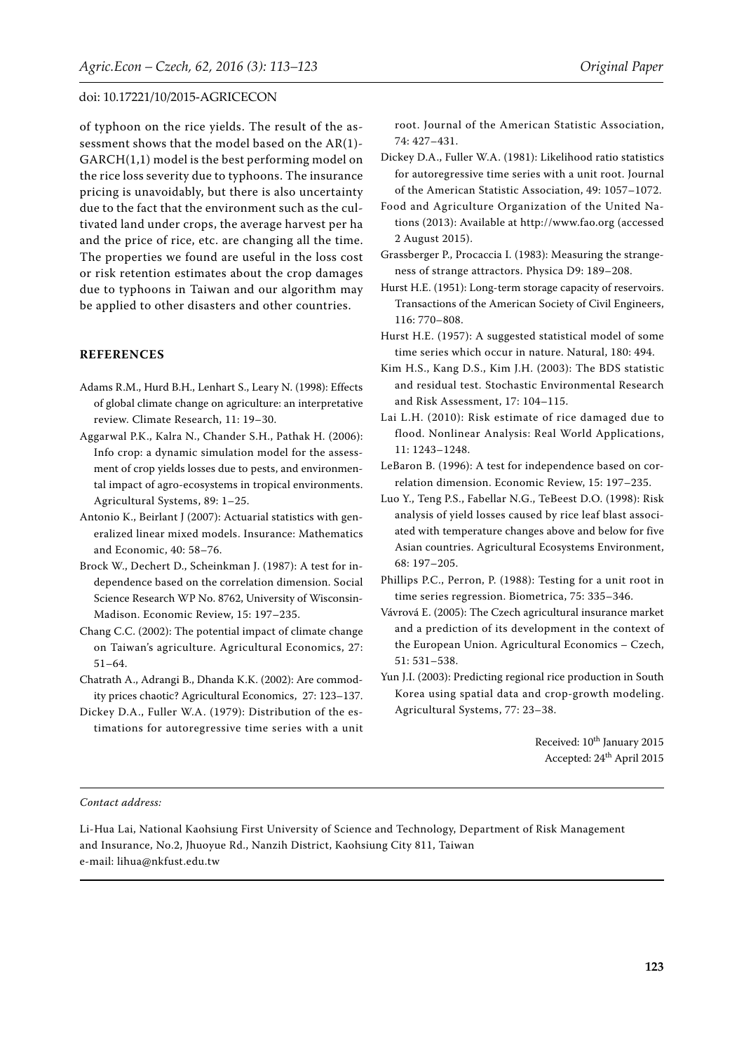of typhoon on the rice yields. The result of the assessment shows that the model based on the AR(1)-GARCH(1,1) model is the best performing model on the rice loss severity due to typhoons. The insurance pricing is unavoidably, but there is also uncertainty due to the fact that the environment such as the cultivated land under crops, the average harvest per ha and the price of rice, etc. are changing all the time. The properties we found are useful in the loss cost or risk retention estimates about the crop damages due to typhoons in Taiwan and our algorithm may be applied to other disasters and other countries.

## REFERENCES

Adams R.M., Hurd B.H., Lenhart S., Leary N. (1998): Effects of global climate change on agriculture: an interpretative review. Climate Research, 11: 19–30.

Aggarwal P.K., Kalra N., Chander S.H., Pathak H. (2006): Info crop: a dynamic simulation model for the assessment of crop yields losses due to pests, and environmental impact of agro-ecosystems in tropical environments. Agricultural Systems, 89: 1–25.

Antonio K., Beirlant J (2007): Actuarial statistics with generalized linear mixed models. Insurance: Mathematics and Economic, 40: 58–76.

Brock W., Dechert D., Scheinkman J. (1987): A test for independence based on the correlation dimension. Social Science Research WP No. 8762, University of Wisconsin-Madison. Economic Review, 15: 197–235.

Chang C.C. (2002): The potential impact of climate change on Taiwan's agriculture. Agricultural Economics, 27: 51–64.

Chatrath A., Adrangi B., Dhanda K.K. (2002): Are commodity prices chaotic? Agricultural Economics, 27: 123–137.

Dickey D.A., Fuller W.A. (1979): Distribution of the estimations for autoregressive time series with a unit root. Journal of the American Statistic Association, 74: 427–431.

Dickey D.A., Fuller W.A. (1981): Likelihood ratio statistics for autoregressive time series with a unit root. Journal of the American Statistic Association, 49: 1057–1072.

Food and Agriculture Organization of the United Nations (2013): Available at http://www.fao.org (accessed 2 August 2015).

Grassberger P., Procaccia I. (1983): Measuring the strangeness of strange attractors. Physica D9: 189–208.

Hurst H.E. (1951): Long-term storage capacity of reservoirs. Transactions of the American Society of Civil Engineers, 116: 770–808.

Hurst H.E. (1957): A suggested statistical model of some time series which occur in nature. Natural, 180: 494.

Kim H.S., Kang D.S., Kim J.H. (2003): The BDS statistic and residual test. Stochastic Environmental Research and Risk Assessment, 17: 104–115.

Lai L.H. (2010): Risk estimate of rice damaged due to flood. Nonlinear Analysis: Real World Applications, 11: 1243–1248.

LeBaron B. (1996): A test for independence based on correlation dimension. Economic Review, 15: 197–235.

Luo Y., Teng P.S., Fabellar N.G., TeBeest D.O. (1998): Risk analysis of yield losses caused by rice leaf blast associated with temperature changes above and below for five Asian countries. Agricultural Ecosystems Environment, 68: 197–205.

Phillips P.C., Perron, P. (1988): Testing for a unit root in time series regression. Biometrica, 75: 335–346.

Vávrová E. (2005): The Czech agricultural insurance market and a prediction of its development in the context of the European Union. Agricultural Economics – Czech, 51: 531–538.

Yun J.I. (2003): Predicting regional rice production in South Korea using spatial data and crop-growth modeling. Agricultural Systems, 77: 23–38.

Received: 10th January 2015
Accepted: 24th April 2015

*Contact address:*

Li-Hua Lai, National Kaohsiung First University of Science and Technology, Department of Risk Management and Insurance, No.2, Jhuoyue Rd., Nanzih District, Kaohsiung City 811, Taiwan
e-mail: lihua@nkfust.edu.tw